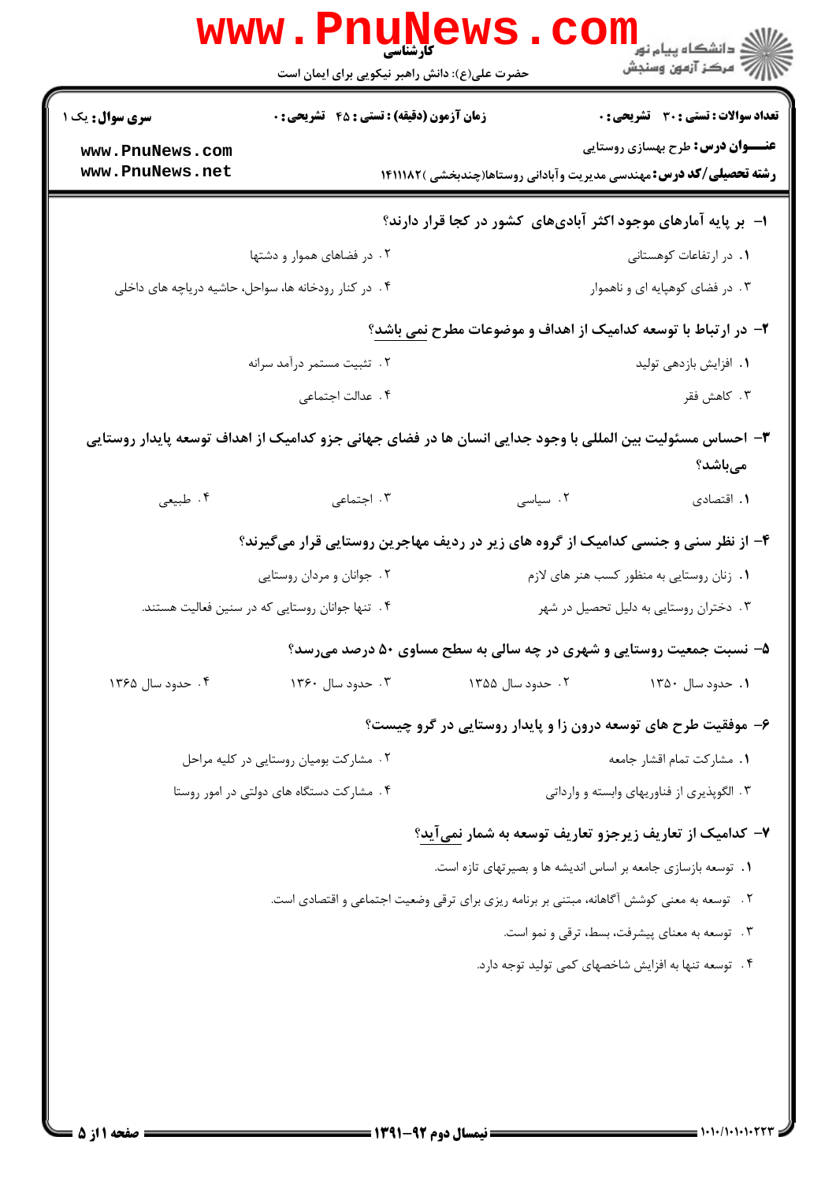کارشناسی

حضرت علی(ع): دانش راهبر نیکویی برای ایمان است

**سری سوال:** یک ۱

**زمان آزمون (دقیقه) : تستی : ۴۵ تشریحی : ۰**

**تعداد سوالات : تستی : ۳۰ تشریحی : ۰**

**عنـــوان درس:** طرح بهسازی روستایی

**رشته تحصیلی/کد درس:** مهندسی مدیریت وآبادانی روستاها(چندبخشی )۱۴۱۱۱۸۲

**۱- بر پایه آمارهای موجود اکثر آبادی‌های کشور در کجا قرار دارند؟**

۱. در ارتفاعات کوهستانی

۲. در فضاهای هموار و دشتها

۳. در فضای کوهپایه ای و ناهموار

۴. در کنار رودخانه ها، سواحل، حاشیه دریاچه های داخلی

**۲- در ارتباط با توسعه کدامیک از اهداف و موضوعات مطرح نمی باشد؟**

۱. افزایش بازدهی تولید

۲. تثبیت مستمر درآمد سرانه

۳. کاهش فقر

۴. عدالت اجتماعی

**۳- احساس مسئولیت بین المللی با وجود جدایی انسان ها در فضای جهانی جزو کدامیک از اهداف توسعه پایدار روستایی می‌باشد؟**

۱. اقتصادی

۲. سیاسی

۳. اجتماعی

۴. طبیعی

**۴- از نظر سنی و جنسی کدامیک از گروه های زیر در ردیف مهاجرین روستایی قرار می‌گیرند؟**

۱. زنان روستایی به منظور کسب هنر های لازم

۲. جوانان و مردان روستایی

۳. دختران روستایی به دلیل تحصیل در شهر

۴. تنها جوانان روستایی که در سنین فعالیت هستند.

**۵- نسبت جمعیت روستایی و شهری در چه سالی به سطح مساوی ۵۰ درصد می‌رسد؟**

۱. حدود سال ۱۳۵۰

۲. حدود سال ۱۳۵۵

۳. حدود سال ۱۳۶۰

۴. حدود سال ۱۳۶۵

**۶- موفقیت طرح های توسعه درون زا و پایدار روستایی در گرو چیست؟**

۱. مشارکت تمام اقشار جامعه

۲. مشارکت بومیان روستایی در کلیه مراحل

۳. الگوپذیری از فناوریهای وابسته و وارداتی

۴. مشارکت دستگاه های دولتی در امور روستا

**۷- کدامیک از تعاریف زیرجزو تعاریف توسعه به شمار نمی‌آید؟**

۱. توسعه بازسازی جامعه بر اساس اندیشه ها و بصیرتهای تازه است.

۲. توسعه به معنی کوشش آگاهانه، مبتنی بر برنامه ریزی برای ترقی وضعیت اجتماعی و اقتصادی است.

۳. توسعه به معنای پیشرفت، بسط، ترقی و نمو است.

۴. توسعه تنها به افزایش شاخصهای کمی تولید توجه دارد.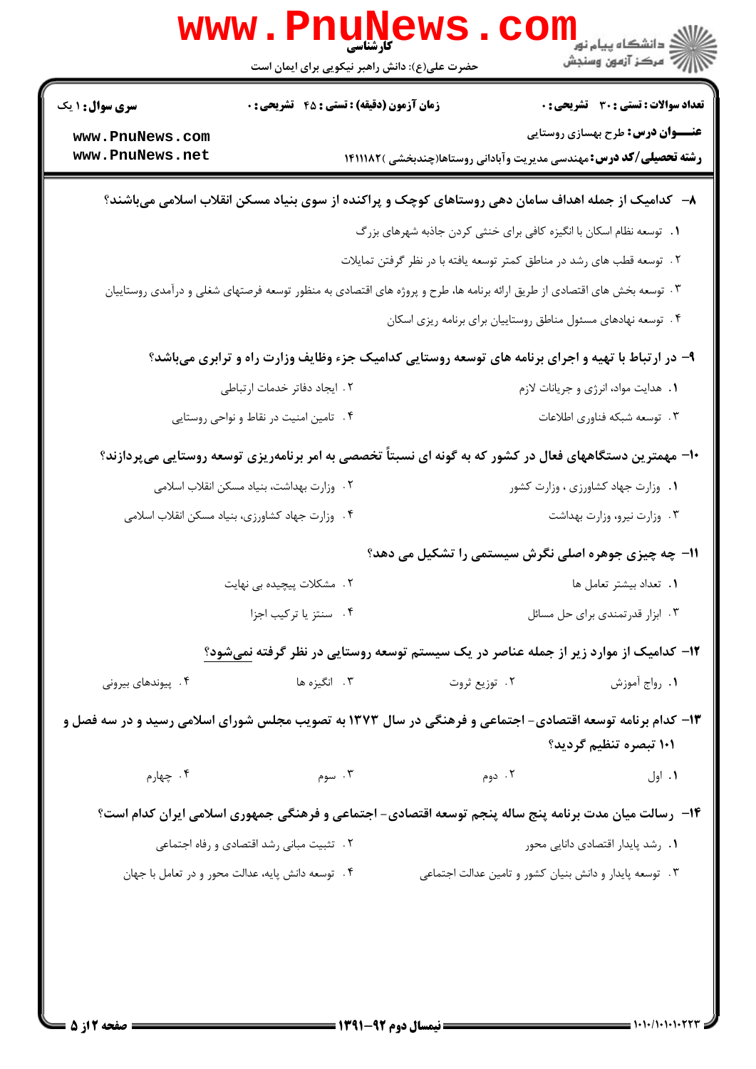۸– کدامیک از جمله اهداف سامان دهی روستاهای کوچک و پراکنده از سوی بنیاد مسکن انقلاب اسلامی می‌باشند؟

۱. توسعه نظام اسکان با انگیزه کافی برای خنثی کردن جاذبه شهرهای بزرگ

۲. توسعه قطب های رشد در مناطق کمتر توسعه یافته با در نظر گرفتن تمایلات

۳. توسعه بخش های اقتصادی از طریق ارائه برنامه ها، طرح و پروژه های اقتصادی به منظور توسعه فرصتهای شغلی و درآمدی روستاییان

۴. توسعه نهادهای مسئول مناطق روستاییان برای برنامه ریزی اسکان

۹– در ارتباط با تهیه و اجرای برنامه های توسعه روستایی کدامیک جزء وظایف وزارت راه و ترابری می‌باشد؟

۱. هدایت مواد، انرژی و جریانات لازم

۲. ایجاد دفاتر خدمات ارتباطی

۳. توسعه شبکه فناوری اطلاعات

۴. تامین امنیت در نقاط و نواحی روستایی

۱۰– مهمترین دستگاههای فعال در کشور که به گونه ای نسبتاً تخصصی به امر برنامه‌ریزی توسعه روستایی می‌پردازند؟

۱. وزارت جهاد کشاورزی ، وزارت کشور

۲. وزارت بهداشت، بنیاد مسکن انقلاب اسلامی

۳. وزارت نیرو، وزارت بهداشت

۴. وزارت جهاد کشاورزی، بنیاد مسکن انقلاب اسلامی

۱۱– چه چیزی جوهره اصلی نگرش سیستمی را تشکیل می دهد؟

۱. تعداد بیشتر تعامل ها

۲. مشکلات پیچیده بی نهایت

۳. ابزار قدرتمندی برای حل مسائل

۴. سنتز یا ترکیب اجزا

۱۲– کدامیک از موارد زیر از جمله عناصر در یک سیستم توسعه روستایی در نظر گرفته نمی‌شود؟

۱. رواج آموزش

۲. توزیع ثروت

۳. انگیزه ها

۴. پیوندهای بیرونی

۱۳– کدام برنامه توسعه اقتصادی- اجتماعی و فرهنگی در سال ۱۳۷۳ به تصویب مجلس شورای اسلامی رسید و در سه فصل و ۱۰۱ تبصره تنظیم گردید؟

۱. اول

۲. دوم

۳. سوم

۴. چهارم

۱۴– رسالت میان مدت برنامه پنج ساله پنجم توسعه اقتصادی- اجتماعی و فرهنگی جمهوری اسلامی ایران کدام است؟

۱. رشد پایدار اقتصادی دانایی محور

۲. تثبیت مبانی رشد اقتصادی و رفاه اجتماعی

۳. توسعه پایدار و دانش بنیان کشور و تامین عدالت اجتماعی

۴. توسعه دانش پایه، عدالت محور و در تعامل با جهان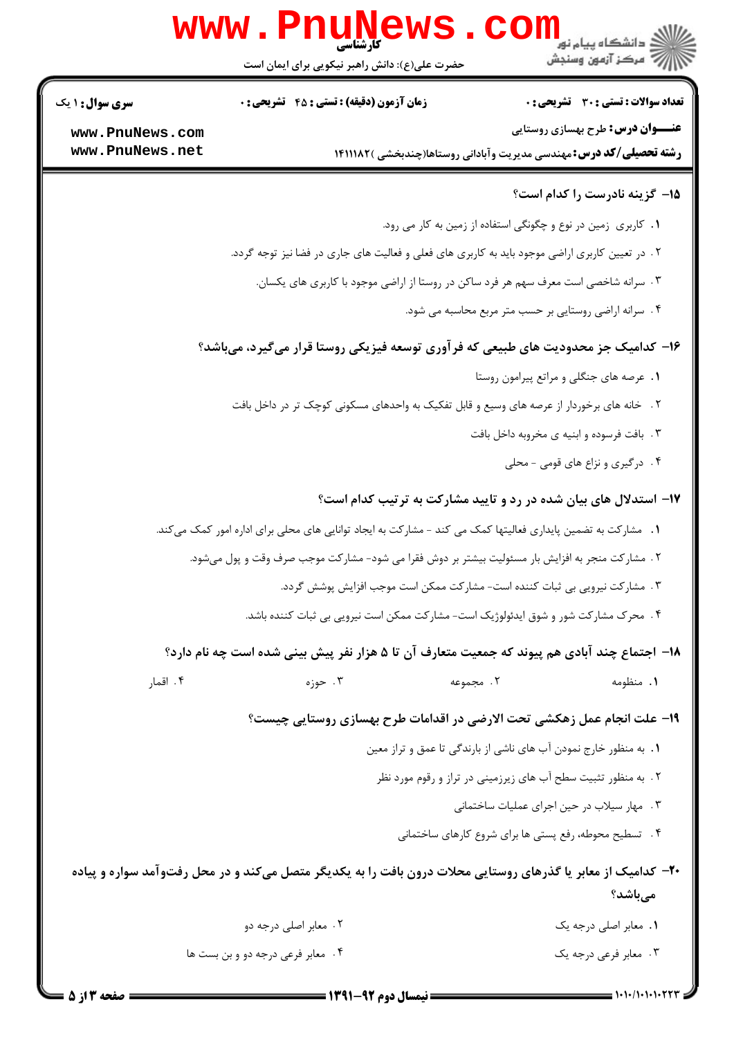**۱۵- گزینه نادرست را کدام است؟**

۱. کاربری زمین در نوع و چگونگی استفاده از زمین به کار می رود.

۲. در تعیین کاربری اراضی موجود باید به کاربری های فعلی و فعالیت های جاری در فضا نیز توجه گردد.

۳. سرانه شاخصی است معرف سهم هر فرد ساکن در روستا از اراضی موجود با کاربری های یکسان.

۴. سرانه اراضی روستایی بر حسب متر مربع محاسبه می شود.

**۱۶- کدامیک جز محدودیت های طبیعی که فرآوری توسعه فیزیکی روستا قرار می‌گیرد، می‌باشد؟**

۱. عرصه های جنگلی و مراتع پیرامون روستا

۲. خانه های برخوردار از عرصه های وسیع و قابل تفکیک به واحدهای مسکونی کوچک تر در داخل بافت

۳. بافت فرسوده و ابنیه ی مخروبه داخل بافت

۴. درگیری و نزاع های قومی - محلی

**۱۷- استدلال های بیان شده در رد و تایید مشارکت به ترتیب کدام است؟**

۱. مشارکت به تضمین پایداری فعالیتها کمک می کند - مشارکت به ایجاد توانایی های محلی برای اداره امور کمک می‌کند.

۲. مشارکت منجر به افزایش بار مسئولیت بیشتر بر دوش فقرا می شود- مشارکت موجب صرف وقت و پول می‌شود.

۳. مشارکت نیرویی بی ثبات کننده است- مشارکت ممکن است موجب افزایش پوشش گردد.

۴. محرک مشارکت شور و شوق ایدئولوژیک است- مشارکت ممکن است نیرویی بی ثبات کننده باشد.

**۱۸- اجتماع چند آبادی هم پیوند که جمعیت متعارف آن تا ۵ هزار نفر پیش بینی شده است چه نام دارد؟**

۱. منظومه　　۲. مجموعه　　۳. حوزه　　۴. اقمار

**۱۹- علت انجام عمل زهکشی تحت الارضی در اقدامات طرح بهسازی روستایی چیست؟**

۱. به منظور خارج نمودن آب های ناشی از بارندگی تا عمق و تراز معین

۲. به منظور تثبیت سطح آب های زیرزمینی در تراز و رقوم مورد نظر

۳. مهار سیلاب در حین اجرای عملیات ساختمانی

۴. تسطیح محوطه، رفع پستی ها برای شروع کارهای ساختمانی

**۲۰- کدامیک از معابر یا گذرهای روستایی محلات درون بافت را به یکدیگر متصل می‌کند و در محل رفت‌وآمد سواره و پیاده می‌باشد؟**

۱. معابر اصلی درجه یک　　۲. معابر اصلی درجه دو

۳. معابر فرعی درجه یک　　۴. معابر فرعی درجه دو و بن بست ها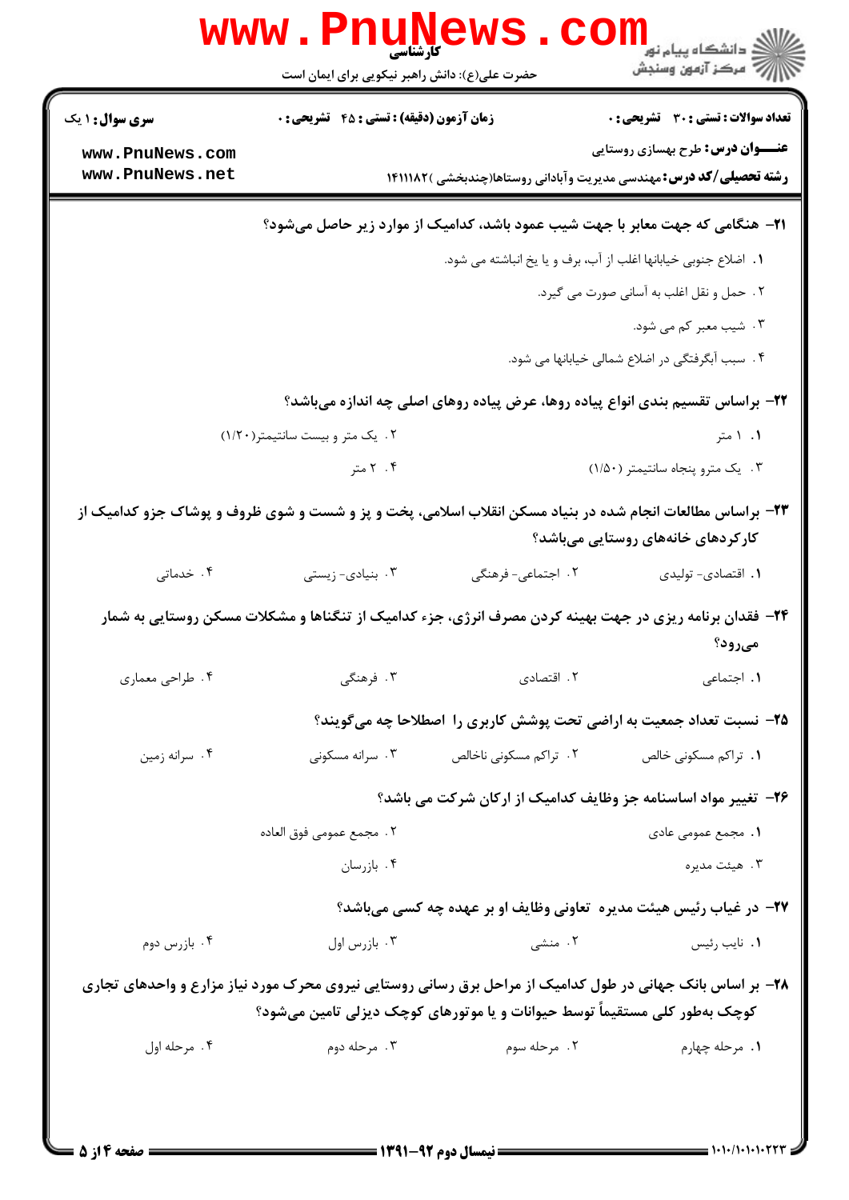**۲۱- هنگامی که جهت معابر با جهت شیب عمود باشد، کدامیک از موارد زیر حاصل می‌شود؟**

۱. اضلاع جنوبی خیابانها اغلب از آب، برف و یا یخ انباشته می شود.

۲. حمل و نقل اغلب به آسانی صورت می گیرد.

۳. شیب معبر کم می شود.

۴. سبب آبگرفتگی در اضلاع شمالی خیابانها می شود.

**۲۲- براساس تقسیم بندی انواع پیاده روها، عرض پیاده روهای اصلی چه اندازه می‌باشد؟**

۱. ۱ متر

۲. یک متر و بیست سانتیمتر(۱/۲۰)

۳. یک مترو پنجاه سانتیمتر (۱/۵۰)

۴. ۲ متر

**۲۳- براساس مطالعات انجام شده در بنیاد مسکن انقلاب اسلامی، پخت و پز و شست و شوی ظروف و پوشاک جزو کدامیک از کارکردهای خانه‌های روستایی می‌باشد؟**

۱. اقتصادی- تولیدی

۲. اجتماعی- فرهنگی

۳. بنیادی- زیستی

۴. خدماتی

**۲۴- فقدان برنامه ریزی در جهت بهینه کردن مصرف انرژی، جزء کدامیک از تنگناها و مشکلات مسکن روستایی به شمار می‌رود؟**

۱. اجتماعی

۲. اقتصادی

۳. فرهنگی

۴. طراحی معماری

**۲۵- نسبت تعداد جمعیت به اراضی تحت پوشش کاربری را اصطلاحا چه می‌گویند؟**

۱. تراکم مسکونی خالص

۲. تراکم مسکونی ناخالص

۳. سرانه مسکونی

۴. سرانه زمین

**۲۶- تغییر مواد اساسنامه جز وظایف کدامیک از ارکان شرکت می باشد؟**

۱. مجمع عمومی عادی

۲. مجمع عمومی فوق العاده

۳. هیئت مدیره

۴. بازرسان

**۲۷- در غیاب رئیس هیئت مدیره تعاونی وظایف او بر عهده چه کسی می‌باشد؟**

۱. نایب رئیس

۲. منشی

۳. بازرس اول

۴. بازرس دوم

**۲۸- بر اساس بانک جهانی در طول کدامیک از مراحل برق رسانی روستایی نیروی محرک مورد نیاز مزارع و واحدهای تجاری کوچک به‌طور کلی مستقیماً توسط حیوانات و یا موتورهای کوچک دیزلی تامین می‌شود؟**

۱. مرحله چهارم

۲. مرحله سوم

۳. مرحله دوم

۴. مرحله اول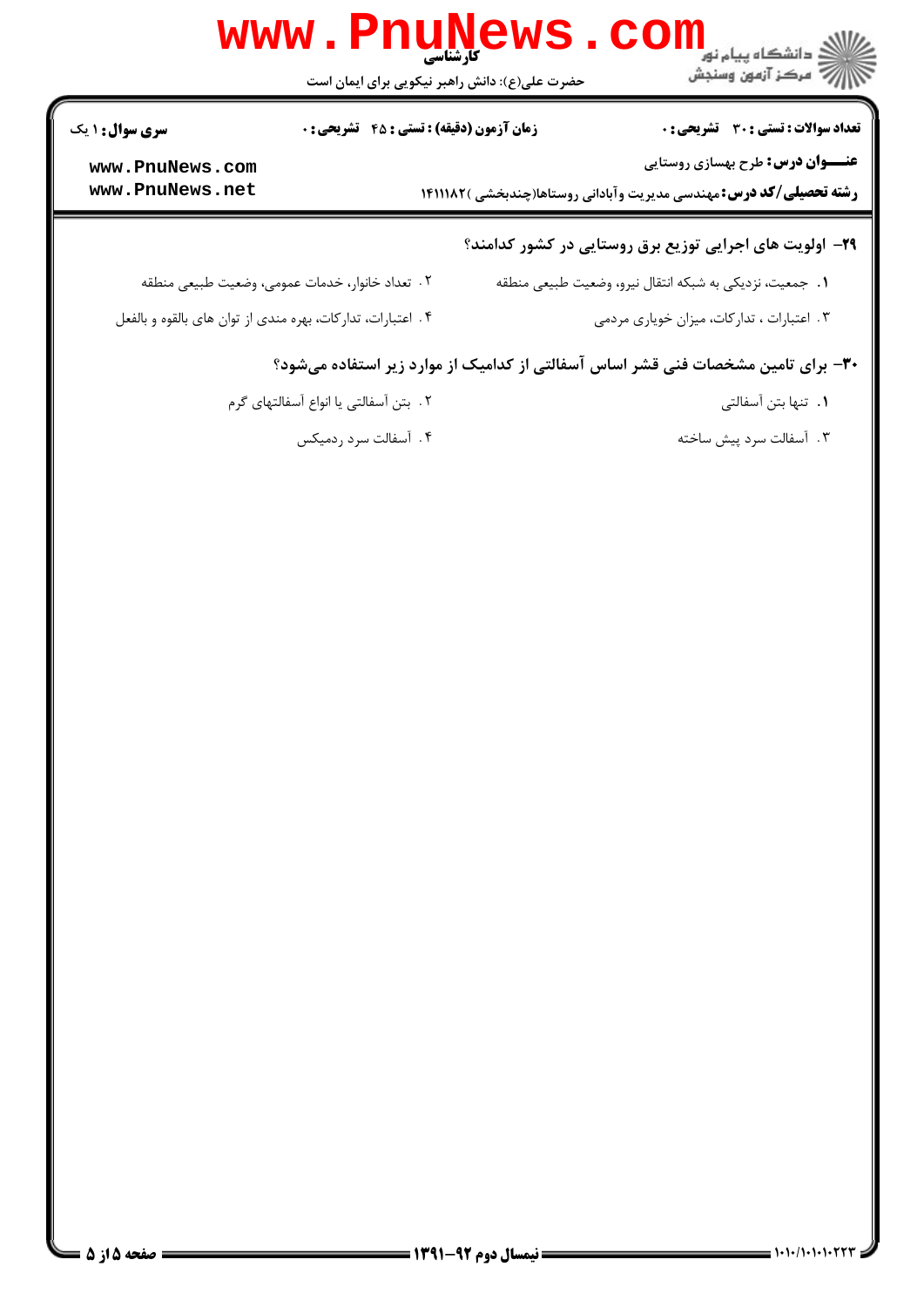**۲۹- اولویت های اجرایی توزیع برق روستایی در کشور کدامند؟**

۱. جمعیت، نزدیکی به شبکه انتقال نیرو، وضعیت طبیعی منطقه

۲. تعداد خانوار، خدمات عمومی، وضعیت طبیعی منطقه

۳. اعتبارات ، تدارکات، میزان خویاری مردمی

۴. اعتبارات، تدارکات، بهره مندی از توان های بالقوه و بالفعل

**۳۰- برای تامین مشخصات فنی قشر اساس آسفالتی از کدامیک از موارد زیر استفاده میشود؟**

۱. تنها بتن آسفالتی

۲. بتن آسفالتی یا انواع آسفالتهای گرم

۳. آسفالت سرد پیش ساخته

۴. آسفالت سرد ردمیکس